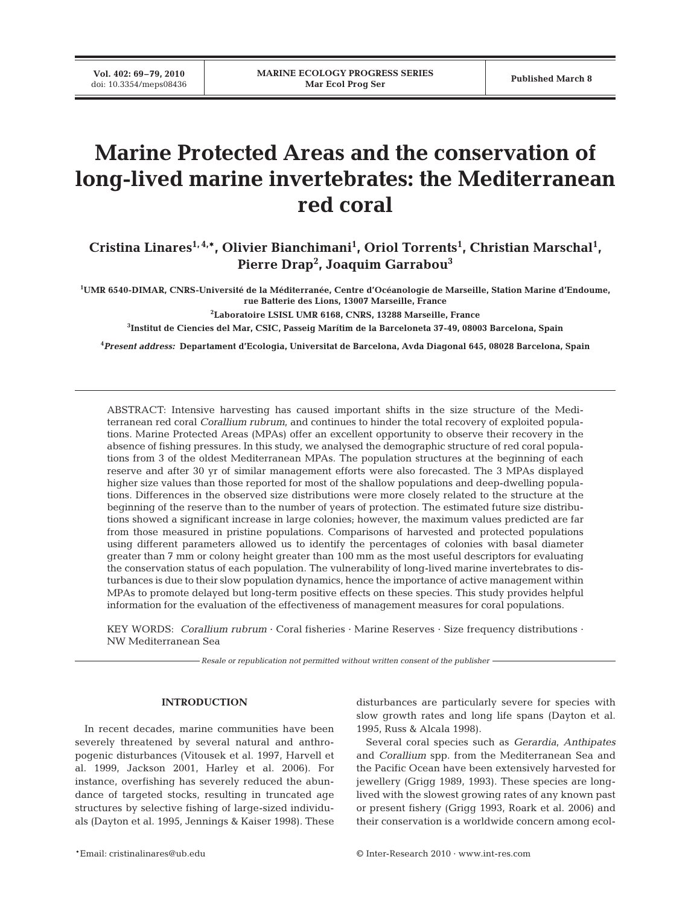# Marine Protected Areas and the conservation of long-lived marine invertebrates: the Mediterranean red coral

**Cristina Linares[1,4,*], Olivier Bianchimani[1], Oriol Torrents[1], Christian Marschal[1], Pierre Drap[2], Joaquim Garrabou[3]**

[1]UMR 6540-DIMAR, CNRS-Université de la Méditerranée, Centre d'Océanologie de Marseille, Station Marine d'Endoume, rue Batterie des Lions, 13007 Marseille, France

[2]Laboratoire LSISL UMR 6168, CNRS, 13288 Marseille, France

[3]Institut de Ciencies del Mar, CSIC, Passeig Marítim de la Barceloneta 37-49, 08003 Barcelona, Spain

[4]*Present address:* Departament d'Ecologia, Universitat de Barcelona, Avda Diagonal 645, 08028 Barcelona, Spain

ABSTRACT: Intensive harvesting has caused important shifts in the size structure of the Mediterranean red coral *Corallium rubrum*, and continues to hinder the total recovery of exploited populations. Marine Protected Areas (MPAs) offer an excellent opportunity to observe their recovery in the absence of fishing pressures. In this study, we analysed the demographic structure of red coral populations from 3 of the oldest Mediterranean MPAs. The population structures at the beginning of each reserve and after 30 yr of similar management efforts were also forecasted. The 3 MPAs displayed higher size values than those reported for most of the shallow populations and deep-dwelling populations. Differences in the observed size distributions were more closely related to the structure at the beginning of the reserve than to the number of years of protection. The estimated future size distributions showed a significant increase in large colonies; however, the maximum values predicted are far from those measured in pristine populations. Comparisons of harvested and protected populations using different parameters allowed us to identify the percentages of colonies with basal diameter greater than 7 mm or colony height greater than 100 mm as the most useful descriptors for evaluating the conservation status of each population. The vulnerability of long-lived marine invertebrates to disturbances is due to their slow population dynamics, hence the importance of active management within MPAs to promote delayed but long-term positive effects on these species. This study provides helpful information for the evaluation of the effectiveness of management measures for coral populations.

KEY WORDS: *Corallium rubrum* · Coral fisheries · Marine Reserves · Size frequency distributions · NW Mediterranean Sea

*Resale or republication not permitted without written consent of the publisher*

## INTRODUCTION

In recent decades, marine communities have been severely threatened by several natural and anthropogenic disturbances (Vitousek et al. 1997, Harvell et al. 1999, Jackson 2001, Harley et al. 2006). For instance, overfishing has severely reduced the abundance of targeted stocks, resulting in truncated age structures by selective fishing of large-sized individuals (Dayton et al. 1995, Jennings & Kaiser 1998). These disturbances are particularly severe for species with slow growth rates and long life spans (Dayton et al. 1995, Russ & Alcala 1998).

Several coral species such as *Gerardia*, *Anthipates* and *Corallium* spp. from the Mediterranean Sea and the Pacific Ocean have been extensively harvested for jewellery (Grigg 1989, 1993). These species are long-lived with the slowest growing rates of any known past or present fishery (Grigg 1993, Roark et al. 2006) and their conservation is a worldwide concern among ecol-

*Email: cristinalinares@ub.edu

© Inter-Research 2010 · www.int-res.com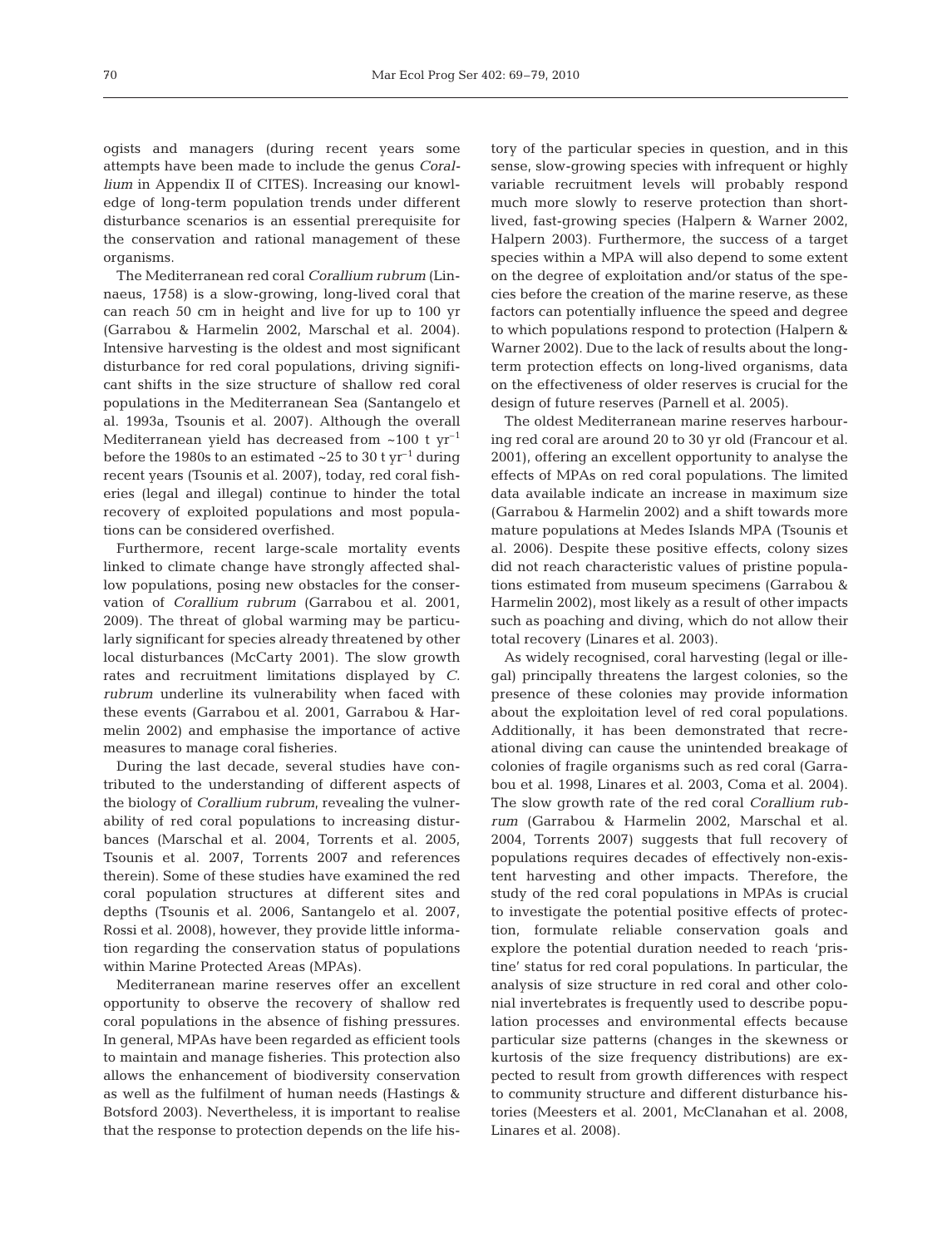ogists and managers (during recent years some attempts have been made to include the genus *Corallium* in Appendix II of CITES). Increasing our knowledge of long-term population trends under different disturbance scenarios is an essential prerequisite for the conservation and rational management of these organisms.

The Mediterranean red coral *Corallium rubrum* (Linnaeus, 1758) is a slow-growing, long-lived coral that can reach 50 cm in height and live for up to 100 yr (Garrabou & Harmelin 2002, Marschal et al. 2004). Intensive harvesting is the oldest and most significant disturbance for red coral populations, driving significant shifts in the size structure of shallow red coral populations in the Mediterranean Sea (Santangelo et al. 1993a, Tsounis et al. 2007). Although the overall Mediterranean yield has decreased from ~100 t $yr^{-1}$ before the 1980s to an estimated ~25 to 30 t $yr^{-1}$ during recent years (Tsounis et al. 2007), today, red coral fisheries (legal and illegal) continue to hinder the total recovery of exploited populations and most populations can be considered overfished.

Furthermore, recent large-scale mortality events linked to climate change have strongly affected shallow populations, posing new obstacles for the conservation of *Corallium rubrum* (Garrabou et al. 2001, 2009). The threat of global warming may be particularly significant for species already threatened by other local disturbances (McCarty 2001). The slow growth rates and recruitment limitations displayed by *C. rubrum* underline its vulnerability when faced with these events (Garrabou et al. 2001, Garrabou & Harmelin 2002) and emphasise the importance of active measures to manage coral fisheries.

During the last decade, several studies have contributed to the understanding of different aspects of the biology of *Corallium rubrum*, revealing the vulnerability of red coral populations to increasing disturbances (Marschal et al. 2004, Torrents et al. 2005, Tsounis et al. 2007, Torrents 2007 and references therein). Some of these studies have examined the red coral population structures at different sites and depths (Tsounis et al. 2006, Santangelo et al. 2007, Rossi et al. 2008), however, they provide little information regarding the conservation status of populations within Marine Protected Areas (MPAs).

Mediterranean marine reserves offer an excellent opportunity to observe the recovery of shallow red coral populations in the absence of fishing pressures. In general, MPAs have been regarded as efficient tools to maintain and manage fisheries. This protection also allows the enhancement of biodiversity conservation as well as the fulfilment of human needs (Hastings & Botsford 2003). Nevertheless, it is important to realise that the response to protection depends on the life history of the particular species in question, and in this sense, slow-growing species with infrequent or highly variable recruitment levels will probably respond much more slowly to reserve protection than short-lived, fast-growing species (Halpern & Warner 2002, Halpern 2003). Furthermore, the success of a target species within a MPA will also depend to some extent on the degree of exploitation and/or status of the species before the creation of the marine reserve, as these factors can potentially influence the speed and degree to which populations respond to protection (Halpern & Warner 2002). Due to the lack of results about the long-term protection effects on long-lived organisms, data on the effectiveness of older reserves is crucial for the design of future reserves (Parnell et al. 2005).

The oldest Mediterranean marine reserves harbouring red coral are around 20 to 30 yr old (Francour et al. 2001), offering an excellent opportunity to analyse the effects of MPAs on red coral populations. The limited data available indicate an increase in maximum size (Garrabou & Harmelin 2002) and a shift towards more mature populations at Medes Islands MPA (Tsounis et al. 2006). Despite these positive effects, colony sizes did not reach characteristic values of pristine populations estimated from museum specimens (Garrabou & Harmelin 2002), most likely as a result of other impacts such as poaching and diving, which do not allow their total recovery (Linares et al. 2003).

As widely recognised, coral harvesting (legal or illegal) principally threatens the largest colonies, so the presence of these colonies may provide information about the exploitation level of red coral populations. Additionally, it has been demonstrated that recreational diving can cause the unintended breakage of colonies of fragile organisms such as red coral (Garrabou et al. 1998, Linares et al. 2003, Coma et al. 2004). The slow growth rate of the red coral *Corallium rubrum* (Garrabou & Harmelin 2002, Marschal et al. 2004, Torrents 2007) suggests that full recovery of populations requires decades of effectively non-existent harvesting and other impacts. Therefore, the study of the red coral populations in MPAs is crucial to investigate the potential positive effects of protection, formulate reliable conservation goals and explore the potential duration needed to reach 'pristine' status for red coral populations. In particular, the analysis of size structure in red coral and other colonial invertebrates is frequently used to describe population processes and environmental effects because particular size patterns (changes in the skewness or kurtosis of the size frequency distributions) are expected to result from growth differences with respect to community structure and different disturbance histories (Meesters et al. 2001, McClanahan et al. 2008, Linares et al. 2008).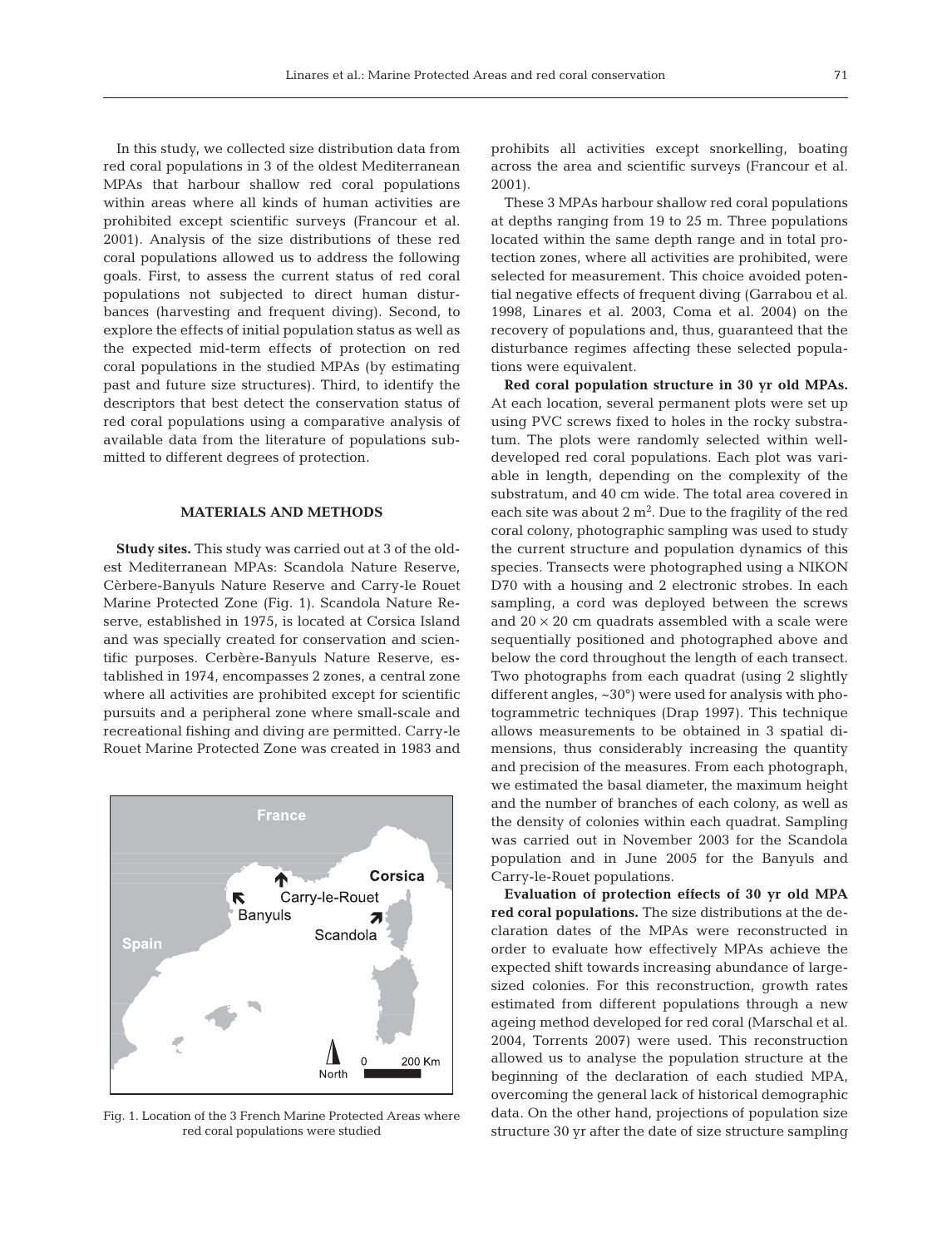In this study, we collected size distribution data from red coral populations in 3 of the oldest Mediterranean MPAs that harbour shallow red coral populations within areas where all kinds of human activities are prohibited except scientific surveys (Francour et al. 2001). Analysis of the size distributions of these red coral populations allowed us to address the following goals. First, to assess the current status of red coral populations not subjected to direct human disturbances (harvesting and frequent diving). Second, to explore the effects of initial population status as well as the expected mid-term effects of protection on red coral populations in the studied MPAs (by estimating past and future size structures). Third, to identify the descriptors that best detect the conservation status of red coral populations using a comparative analysis of available data from the literature of populations submitted to different degrees of protection.

## MATERIALS AND METHODS

**Study sites.** This study was carried out at 3 of the oldest Mediterranean MPAs: Scandola Nature Reserve, Cèrbere-Banyuls Nature Reserve and Carry-le Rouet Marine Protected Zone (Fig. 1). Scandola Nature Reserve, established in 1975, is located at Corsica Island and was specially created for conservation and scientific purposes. Cerbère-Banyuls Nature Reserve, established in 1974, encompasses 2 zones, a central zone where all activities are prohibited except for scientific pursuits and a peripheral zone where small-scale and recreational fishing and diving are permitted. Carry-le Rouet Marine Protected Zone was created in 1983 and prohibits all activities except snorkelling, boating across the area and scientific surveys (Francour et al. 2001).

Fig. 1. Location of the 3 French Marine Protected Areas where red coral populations were studied

These 3 MPAs harbour shallow red coral populations at depths ranging from 19 to 25 m. Three populations located within the same depth range and in total protection zones, where all activities are prohibited, were selected for measurement. This choice avoided potential negative effects of frequent diving (Garrabou et al. 1998, Linares et al. 2003, Coma et al. 2004) on the recovery of populations and, thus, guaranteed that the disturbance regimes affecting these selected populations were equivalent.

**Red coral population structure in 30 yr old MPAs.** At each location, several permanent plots were set up using PVC screws fixed to holes in the rocky substratum. The plots were randomly selected within well-developed red coral populations. Each plot was variable in length, depending on the complexity of the substratum, and 40 cm wide. The total area covered in each site was about 2 m$^2$. Due to the fragility of the red coral colony, photographic sampling was used to study the current structure and population dynamics of this species. Transects were photographed using a NIKON D70 with a housing and 2 electronic strobes. In each sampling, a cord was deployed between the screws and $20 \times 20$ cm quadrats assembled with a scale were sequentially positioned and photographed above and below the cord throughout the length of each transect. Two photographs from each quadrat (using 2 slightly different angles, ~30°) were used for analysis with photogrammetric techniques (Drap 1997). This technique allows measurements to be obtained in 3 spatial dimensions, thus considerably increasing the quantity and precision of the measures. From each photograph, we estimated the basal diameter, the maximum height and the number of branches of each colony, as well as the density of colonies within each quadrat. Sampling was carried out in November 2003 for the Scandola population and in June 2005 for the Banyuls and Carry-le-Rouet populations.

**Evaluation of protection effects of 30 yr old MPA red coral populations.** The size distributions at the declaration dates of the MPAs were reconstructed in order to evaluate how effectively MPAs achieve the expected shift towards increasing abundance of large-sized colonies. For this reconstruction, growth rates estimated from different populations through a new ageing method developed for red coral (Marschal et al. 2004, Torrents 2007) were used. This reconstruction allowed us to analyse the population structure at the beginning of the declaration of each studied MPA, overcoming the general lack of historical demographic data. On the other hand, projections of population size structure 30 yr after the date of size structure sampling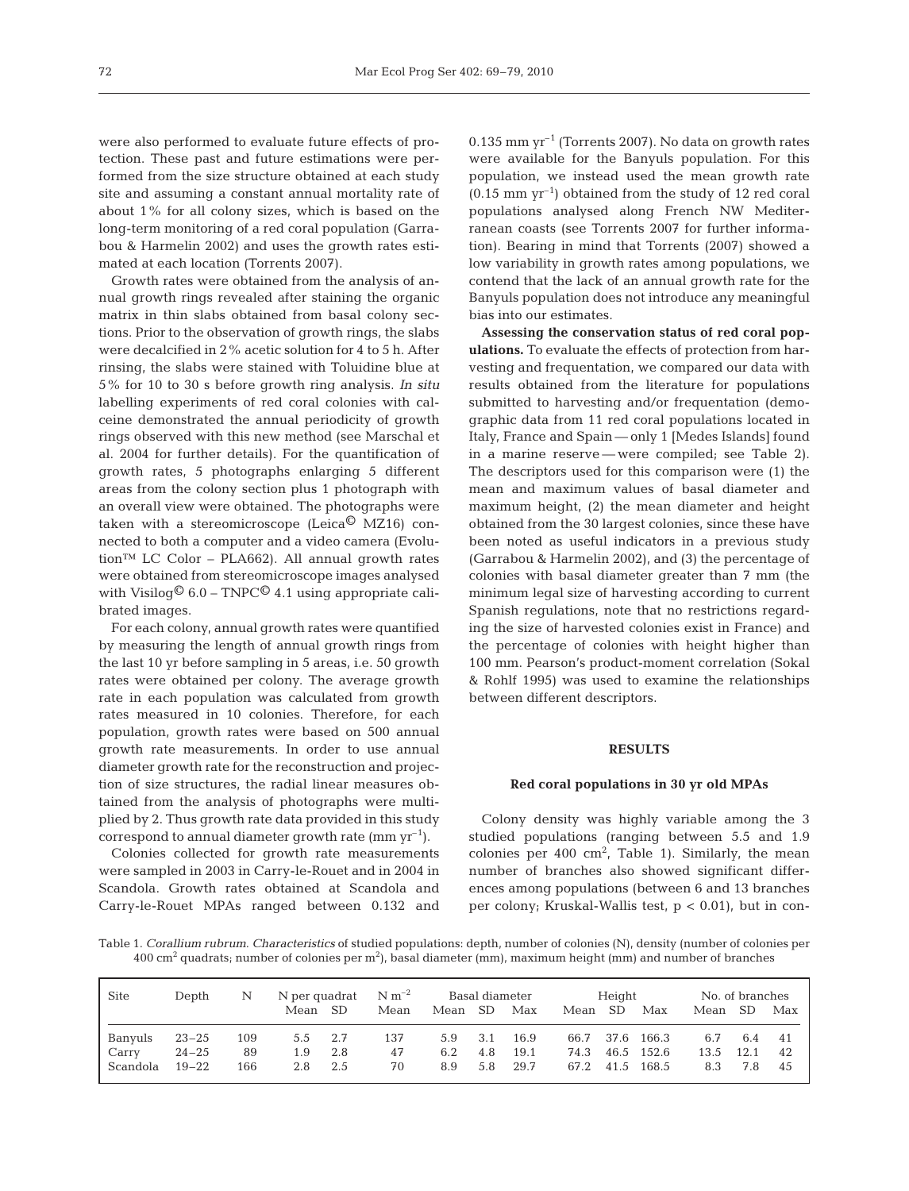were also performed to evaluate future effects of protection. These past and future estimations were performed from the size structure obtained at each study site and assuming a constant annual mortality rate of about 1% for all colony sizes, which is based on the long-term monitoring of a red coral population (Garrabou & Harmelin 2002) and uses the growth rates estimated at each location (Torrents 2007).

Growth rates were obtained from the analysis of annual growth rings revealed after staining the organic matrix in thin slabs obtained from basal colony sections. Prior to the observation of growth rings, the slabs were decalcified in 2% acetic solution for 4 to 5 h. After rinsing, the slabs were stained with Toluidine blue at 5% for 10 to 30 s before growth ring analysis. *In situ* labelling experiments of red coral colonies with calceine demonstrated the annual periodicity of growth rings observed with this new method (see Marschal et al. 2004 for further details). For the quantification of growth rates, 5 photographs enlarging 5 different areas from the colony section plus 1 photograph with an overall view were obtained. The photographs were taken with a stereomicroscope (Leica© MZ16) connected to both a computer and a video camera (Evolution™ LC Color – PLA662). All annual growth rates were obtained from stereomicroscope images analysed with Visilog© 6.0 – TNPC© 4.1 using appropriate calibrated images.

For each colony, annual growth rates were quantified by measuring the length of annual growth rings from the last 10 yr before sampling in 5 areas, i.e. 50 growth rates were obtained per colony. The average growth rate in each population was calculated from growth rates measured in 10 colonies. Therefore, for each population, growth rates were based on 500 annual growth rate measurements. In order to use annual diameter growth rate for the reconstruction and projection of size structures, the radial linear measures obtained from the analysis of photographs were multiplied by 2. Thus growth rate data provided in this study correspond to annual diameter growth rate (mm $yr^{-1}$).

Colonies collected for growth rate measurements were sampled in 2003 in Carry-le-Rouet and in 2004 in Scandola. Growth rates obtained at Scandola and Carry-le-Rouet MPAs ranged between 0.132 and 0.135 mm $yr^{-1}$ (Torrents 2007). No data on growth rates were available for the Banyuls population. For this population, we instead used the mean growth rate (0.15 mm $yr^{-1}$) obtained from the study of 12 red coral populations analysed along French NW Mediterranean coasts (see Torrents 2007 for further information). Bearing in mind that Torrents (2007) showed a low variability in growth rates among populations, we contend that the lack of an annual growth rate for the Banyuls population does not introduce any meaningful bias into our estimates.

**Assessing the conservation status of red coral populations.** To evaluate the effects of protection from harvesting and frequentation, we compared our data with results obtained from the literature for populations submitted to harvesting and/or frequentation (demographic data from 11 red coral populations located in Italy, France and Spain — only 1 [Medes Islands] found in a marine reserve — were compiled; see Table 2). The descriptors used for this comparison were (1) the mean and maximum values of basal diameter and maximum height, (2) the mean diameter and height obtained from the 30 largest colonies, since these have been noted as useful indicators in a previous study (Garrabou & Harmelin 2002), and (3) the percentage of colonies with basal diameter greater than 7 mm (the minimum legal size of harvesting according to current Spanish regulations, note that no restrictions regarding the size of harvested colonies exist in France) and the percentage of colonies with height higher than 100 mm. Pearson's product-moment correlation (Sokal & Rohlf 1995) was used to examine the relationships between different descriptors.

## RESULTS

### Red coral populations in 30 yr old MPAs

Colony density was highly variable among the 3 studied populations (ranging between 5.5 and 1.9 colonies per 400 $cm^2$, Table 1). Similarly, the mean number of branches also showed significant differences among populations (between 6 and 13 branches per colony; Kruskal-Wallis test, $p < 0.01$), but in con-

Table 1. *Corallium rubrum*. Characteristics of studied populations: depth, number of colonies (N), density (number of colonies per 400 $cm^2$ quadrats; number of colonies per $m^2$), basal diameter (mm), maximum height (mm) and number of branches

| Site | Depth | N | N per quadrat | | $N\ m^{-2}$ | Basal diameter | | | Height | | | No. of branches | | |
|---|---|---|---|---|---|---|---|---|---|---|---|---|---|---|
| | | | Mean | SD | Mean | Mean | SD | Max | Mean | SD | Max | Mean | SD | Max |
| Banyuls | 23–25 | 109 | 5.5 | 2.7 | 137 | 5.9 | 3.1 | 16.9 | 66.7 | 37.6 | 166.3 | 6.7 | 6.4 | 41 |
| Carry | 24–25 | 89 | 1.9 | 2.8 | 47 | 6.2 | 4.8 | 19.1 | 74.3 | 46.5 | 152.6 | 13.5 | 12.1 | 42 |
| Scandola | 19–22 | 166 | 2.8 | 2.5 | 70 | 8.9 | 5.8 | 29.7 | 67.2 | 41.5 | 168.5 | 8.3 | 7.8 | 45 |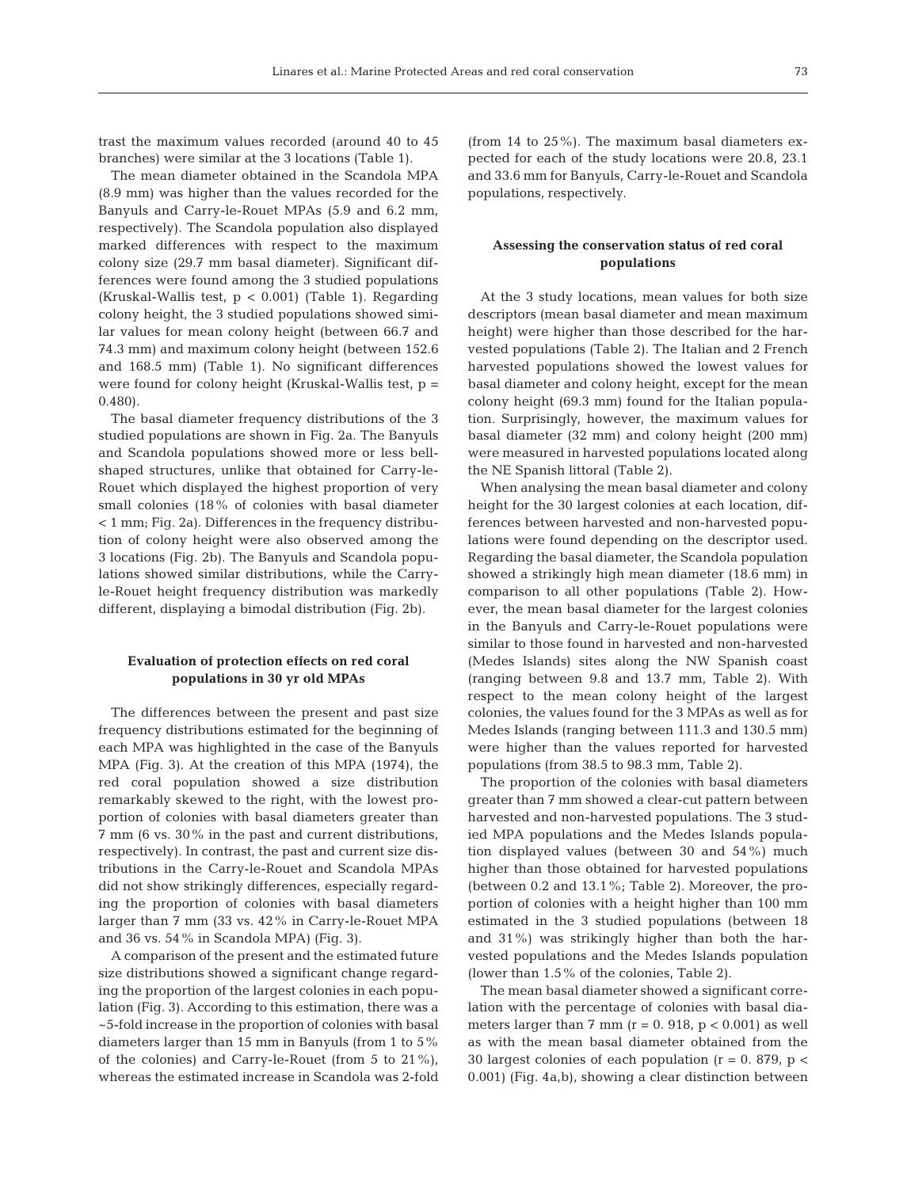trast the maximum values recorded (around 40 to 45 branches) were similar at the 3 locations (Table 1).

The mean diameter obtained in the Scandola MPA (8.9 mm) was higher than the values recorded for the Banyuls and Carry-le-Rouet MPAs (5.9 and 6.2 mm, respectively). The Scandola population also displayed marked differences with respect to the maximum colony size (29.7 mm basal diameter). Significant differences were found among the 3 studied populations (Kruskal-Wallis test, $p < 0.001$) (Table 1). Regarding colony height, the 3 studied populations showed similar values for mean colony height (between 66.7 and 74.3 mm) and maximum colony height (between 152.6 and 168.5 mm) (Table 1). No significant differences were found for colony height (Kruskal-Wallis test, $p = 0.480$).

The basal diameter frequency distributions of the 3 studied populations are shown in Fig. 2a. The Banyuls and Scandola populations showed more or less bell-shaped structures, unlike that obtained for Carry-le-Rouet which displayed the highest proportion of very small colonies (18% of colonies with basal diameter < 1 mm; Fig. 2a). Differences in the frequency distribution of colony height were also observed among the 3 locations (Fig. 2b). The Banyuls and Scandola populations showed similar distributions, while the Carry-le-Rouet height frequency distribution was markedly different, displaying a bimodal distribution (Fig. 2b).

### Evaluation of protection effects on red coral populations in 30 yr old MPAs

The differences between the present and past size frequency distributions estimated for the beginning of each MPA was highlighted in the case of the Banyuls MPA (Fig. 3). At the creation of this MPA (1974), the red coral population showed a size distribution remarkably skewed to the right, with the lowest proportion of colonies with basal diameters greater than 7 mm (6 vs. 30% in the past and current distributions, respectively). In contrast, the past and current size distributions in the Carry-le-Rouet and Scandola MPAs did not show strikingly differences, especially regarding the proportion of colonies with basal diameters larger than 7 mm (33 vs. 42% in Carry-le-Rouet MPA and 36 vs. 54% in Scandola MPA) (Fig. 3).

A comparison of the present and the estimated future size distributions showed a significant change regarding the proportion of the largest colonies in each population (Fig. 3). According to this estimation, there was a ~5-fold increase in the proportion of colonies with basal diameters larger than 15 mm in Banyuls (from 1 to 5% of the colonies) and Carry-le-Rouet (from 5 to 21%), whereas the estimated increase in Scandola was 2-fold (from 14 to 25%). The maximum basal diameters expected for each of the study locations were 20.8, 23.1 and 33.6 mm for Banyuls, Carry-le-Rouet and Scandola populations, respectively.

### Assessing the conservation status of red coral populations

At the 3 study locations, mean values for both size descriptors (mean basal diameter and mean maximum height) were higher than those described for the harvested populations (Table 2). The Italian and 2 French harvested populations showed the lowest values for basal diameter and colony height, except for the mean colony height (69.3 mm) found for the Italian population. Surprisingly, however, the maximum values for basal diameter (32 mm) and colony height (200 mm) were measured in harvested populations located along the NE Spanish littoral (Table 2).

When analysing the mean basal diameter and colony height for the 30 largest colonies at each location, differences between harvested and non-harvested populations were found depending on the descriptor used. Regarding the basal diameter, the Scandola population showed a strikingly high mean diameter (18.6 mm) in comparison to all other populations (Table 2). However, the mean basal diameter for the largest colonies in the Banyuls and Carry-le-Rouet populations were similar to those found in harvested and non-harvested (Medes Islands) sites along the NW Spanish coast (ranging between 9.8 and 13.7 mm, Table 2). With respect to the mean colony height of the largest colonies, the values found for the 3 MPAs as well as for Medes Islands (ranging between 111.3 and 130.5 mm) were higher than the values reported for harvested populations (from 38.5 to 98.3 mm, Table 2).

The proportion of the colonies with basal diameters greater than 7 mm showed a clear-cut pattern between harvested and non-harvested populations. The 3 studied MPA populations and the Medes Islands population displayed values (between 30 and 54%) much higher than those obtained for harvested populations (between 0.2 and 13.1%; Table 2). Moreover, the proportion of colonies with a height higher than 100 mm estimated in the 3 studied populations (between 18 and 31%) was strikingly higher than both the harvested populations and the Medes Islands population (lower than 1.5% of the colonies, Table 2).

The mean basal diameter showed a significant correlation with the percentage of colonies with basal diameters larger than 7 mm ($r = 0.918$, $p < 0.001$) as well as with the mean basal diameter obtained from the 30 largest colonies of each population ($r = 0.879$, $p < 0.001$) (Fig. 4a,b), showing a clear distinction between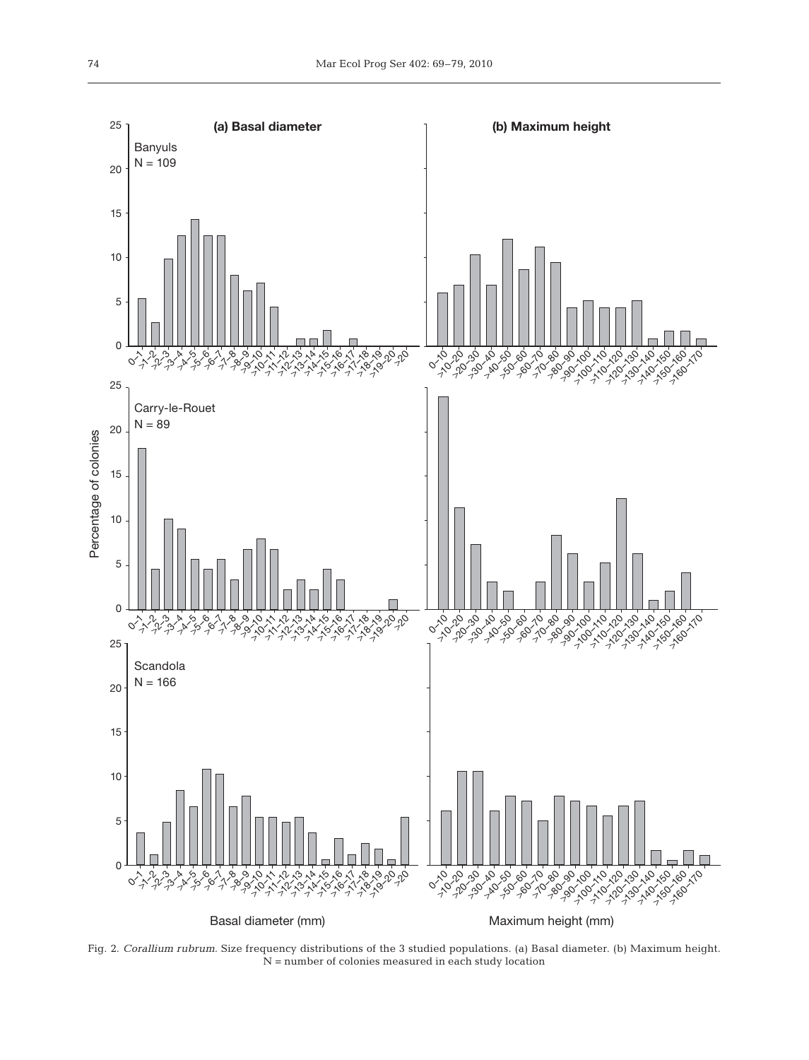Fig. 2. *Corallium rubrum*. Size frequency distributions of the 3 studied populations. (a) Basal diameter. (b) Maximum height. N = number of colonies measured in each study location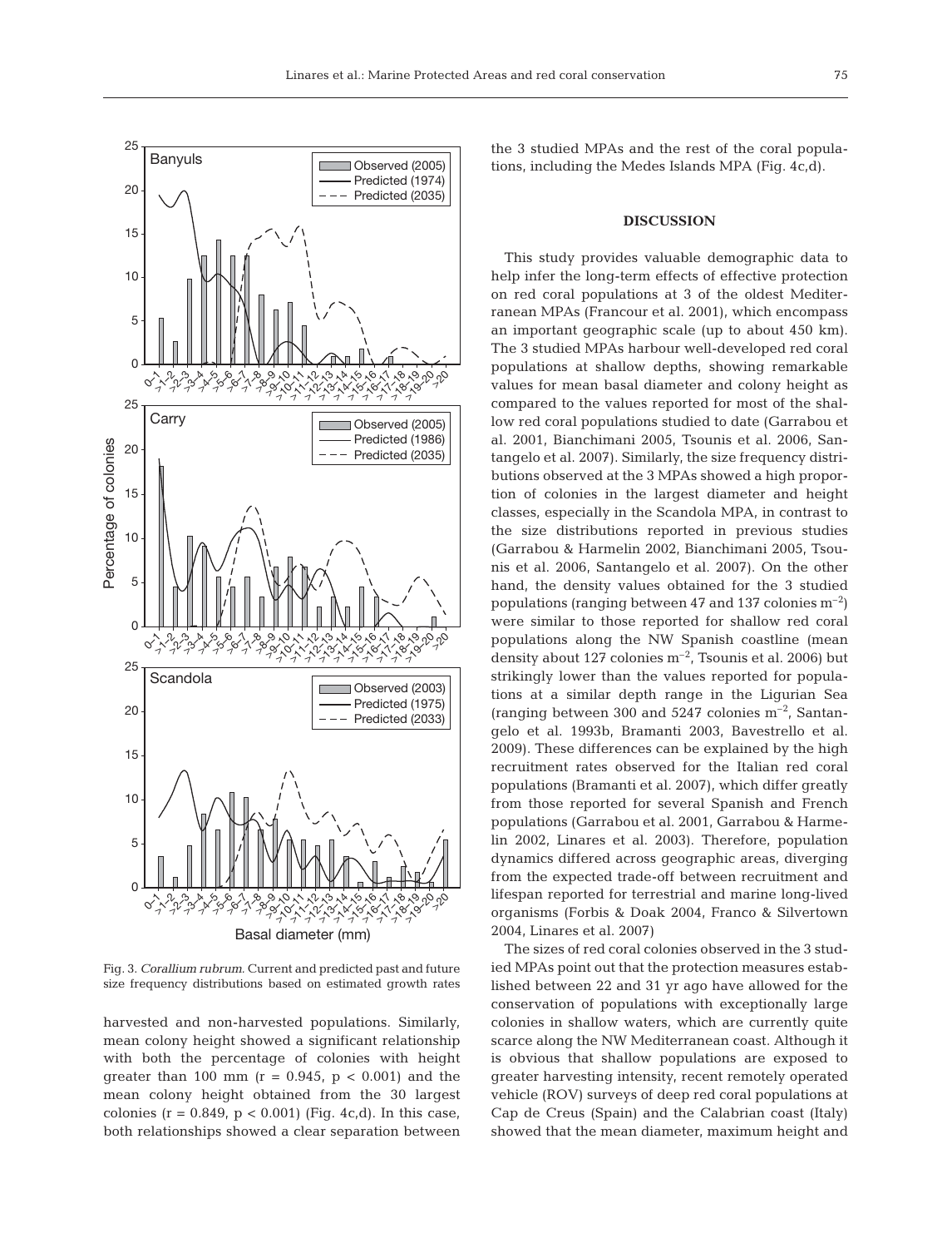Fig. 3. *Corallium rubrum*. Current and predicted past and future size frequency distributions based on estimated growth rates

harvested and non-harvested populations. Similarly, mean colony height showed a significant relationship with both the percentage of colonies with height greater than 100 mm ($r = 0.945$, $p < 0.001$) and the mean colony height obtained from the 30 largest colonies ($r = 0.849$, $p < 0.001$) (Fig. 4c,d). In this case, both relationships showed a clear separation between the 3 studied MPAs and the rest of the coral populations, including the Medes Islands MPA (Fig. 4c,d).

## DISCUSSION

This study provides valuable demographic data to help infer the long-term effects of effective protection on red coral populations at 3 of the oldest Mediterranean MPAs (Francour et al. 2001), which encompass an important geographic scale (up to about 450 km). The 3 studied MPAs harbour well-developed red coral populations at shallow depths, showing remarkable values for mean basal diameter and colony height as compared to the values reported for most of the shallow red coral populations studied to date (Garrabou et al. 2001, Bianchimani 2005, Tsounis et al. 2006, Santangelo et al. 2007). Similarly, the size frequency distributions observed at the 3 MPAs showed a high proportion of colonies in the largest diameter and height classes, especially in the Scandola MPA, in contrast to the size distributions reported in previous studies (Garrabou & Harmelin 2002, Bianchimani 2005, Tsounis et al. 2006, Santangelo et al. 2007). On the other hand, the density values obtained for the 3 studied populations (ranging between 47 and 137 colonies $m^{-2}$) were similar to those reported for shallow red coral populations along the NW Spanish coastline (mean density about 127 colonies $m^{-2}$, Tsounis et al. 2006) but strikingly lower than the values reported for populations at a similar depth range in the Ligurian Sea (ranging between 300 and 5247 colonies $m^{-2}$, Santangelo et al. 1993b, Bramanti 2003, Bavestrello et al. 2009). These differences can be explained by the high recruitment rates observed for the Italian red coral populations (Bramanti et al. 2007), which differ greatly from those reported for several Spanish and French populations (Garrabou et al. 2001, Garrabou & Harmelin 2002, Linares et al. 2003). Therefore, population dynamics differed across geographic areas, diverging from the expected trade-off between recruitment and lifespan reported for terrestrial and marine long-lived organisms (Forbis & Doak 2004, Franco & Silvertown 2004, Linares et al. 2007)

The sizes of red coral colonies observed in the 3 studied MPAs point out that the protection measures established between 22 and 31 yr ago have allowed for the conservation of populations with exceptionally large colonies in shallow waters, which are currently quite scarce along the NW Mediterranean coast. Although it is obvious that shallow populations are exposed to greater harvesting intensity, recent remotely operated vehicle (ROV) surveys of deep red coral populations at Cap de Creus (Spain) and the Calabrian coast (Italy) showed that the mean diameter, maximum height and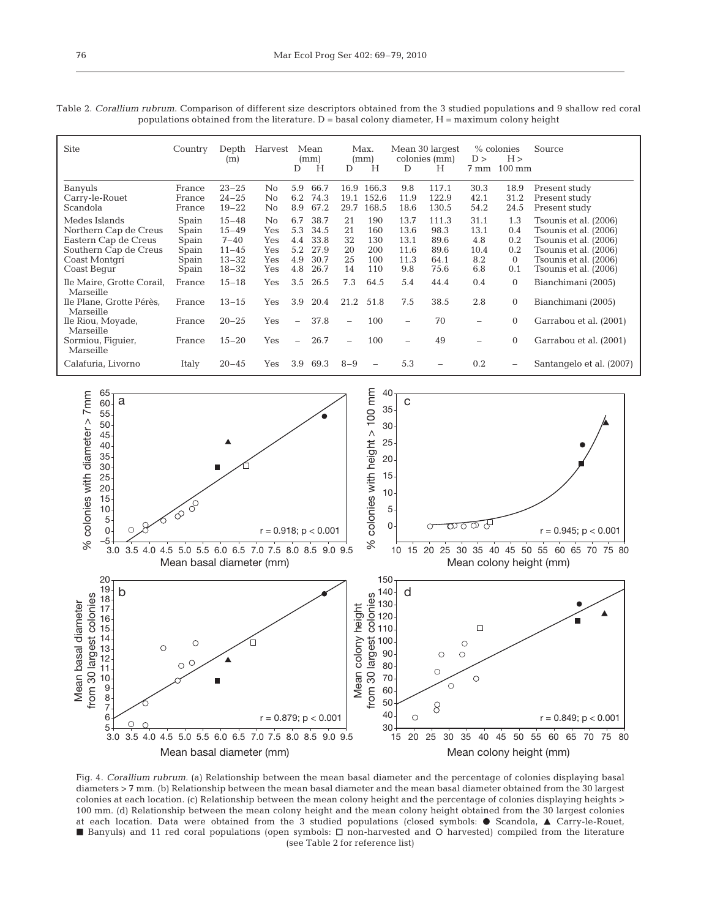Table 2. *Corallium rubrum.* Comparison of different size descriptors obtained from the 3 studied populations and 9 shallow red coral populations obtained from the literature. D = basal colony diameter, H = maximum colony height

| Site | Country | Depth (m) | Harvest | Mean (mm) | | Max. (mm) | | Mean 30 largest colonies (mm) | | % colonies | | Source |
|---|---|---|---|---|---|---|---|---|---|---|---|---|
| | | | | D | H | D | H | D | H | D > 7 mm | H > 100 mm | |
| Banyuls | France | 23–25 | No | 5.9 | 66.7 | 16.9 | 166.3 | 9.8 | 117.1 | 30.3 | 18.9 | Present study |
| Carry-le-Rouet | France | 24–25 | No | 6.2 | 74.3 | 19.1 | 152.6 | 11.9 | 122.9 | 42.1 | 31.2 | Present study |
| Scandola | France | 19–22 | No | 8.9 | 67.2 | 29.7 | 168.5 | 18.6 | 130.5 | 54.2 | 24.5 | Present study |
| Medes Islands | Spain | 15–48 | No | 6.7 | 38.7 | 21 | 190 | 13.7 | 111.3 | 31.1 | 1.3 | Tsounis et al. (2006) |
| Northern Cap de Creus | Spain | 15–49 | Yes | 5.3 | 34.5 | 21 | 160 | 13.6 | 98.3 | 13.1 | 0.4 | Tsounis et al. (2006) |
| Eastern Cap de Creus | Spain | 7–40 | Yes | 4.4 | 33.8 | 32 | 130 | 13.1 | 89.6 | 4.8 | 0.2 | Tsounis et al. (2006) |
| Southern Cap de Creus | Spain | 11–45 | Yes | 5.2 | 27.9 | 20 | 200 | 11.6 | 89.6 | 10.4 | 0.2 | Tsounis et al. (2006) |
| Coast Montgrí | Spain | 13–32 | Yes | 4.9 | 30.7 | 25 | 100 | 11.3 | 64.1 | 8.2 | 0 | Tsounis et al. (2006) |
| Coast Begur | Spain | 18–32 | Yes | 4.8 | 26.7 | 14 | 110 | 9.8 | 75.6 | 6.8 | 0.1 | Tsounis et al. (2006) |
| Ile Maire, Grotte Corail, Marseille | France | 15–18 | Yes | 3.5 | 26.5 | 7.3 | 64.5 | 5.4 | 44.4 | 0.4 | 0 | Bianchimani (2005) |
| Ile Plane, Grotte Pérès, Marseille | France | 13–15 | Yes | 3.9 | 20.4 | 21.2 | 51.8 | 7.5 | 38.5 | 2.8 | 0 | Bianchimani (2005) |
| Ile Riou, Moyade, Marseille | France | 20–25 | Yes | – | 37.8 | – | 100 | – | 70 | – | 0 | Garrabou et al. (2001) |
| Sormiou, Figuier, Marseille | France | 15–20 | Yes | – | 26.7 | – | 100 | – | 49 | – | 0 | Garrabou et al. (2001) |
| Calafuria, Livorno | Italy | 20–45 | Yes | 3.9 | 69.3 | 8–9 | – | 5.3 | – | 0.2 | – | Santangelo et al. (2007) |

Fig. 4. *Corallium rubrum.* (a) Relationship between the mean basal diameter and the percentage of colonies displaying basal diameters > 7 mm. (b) Relationship between the mean basal diameter and the mean basal diameter obtained from the 30 largest colonies at each location. (c) Relationship between the mean colony height and the percentage of colonies displaying heights > 100 mm. (d) Relationship between the mean colony height and the mean colony height obtained from the 30 largest colonies at each location. Data were obtained from the 3 studied populations (closed symbols: ● Scandola, ▲ Carry-le-Rouet, ■ Banyuls) and 11 red coral populations (open symbols: □ non-harvested and ○ harvested) compiled from the literature (see Table 2 for reference list)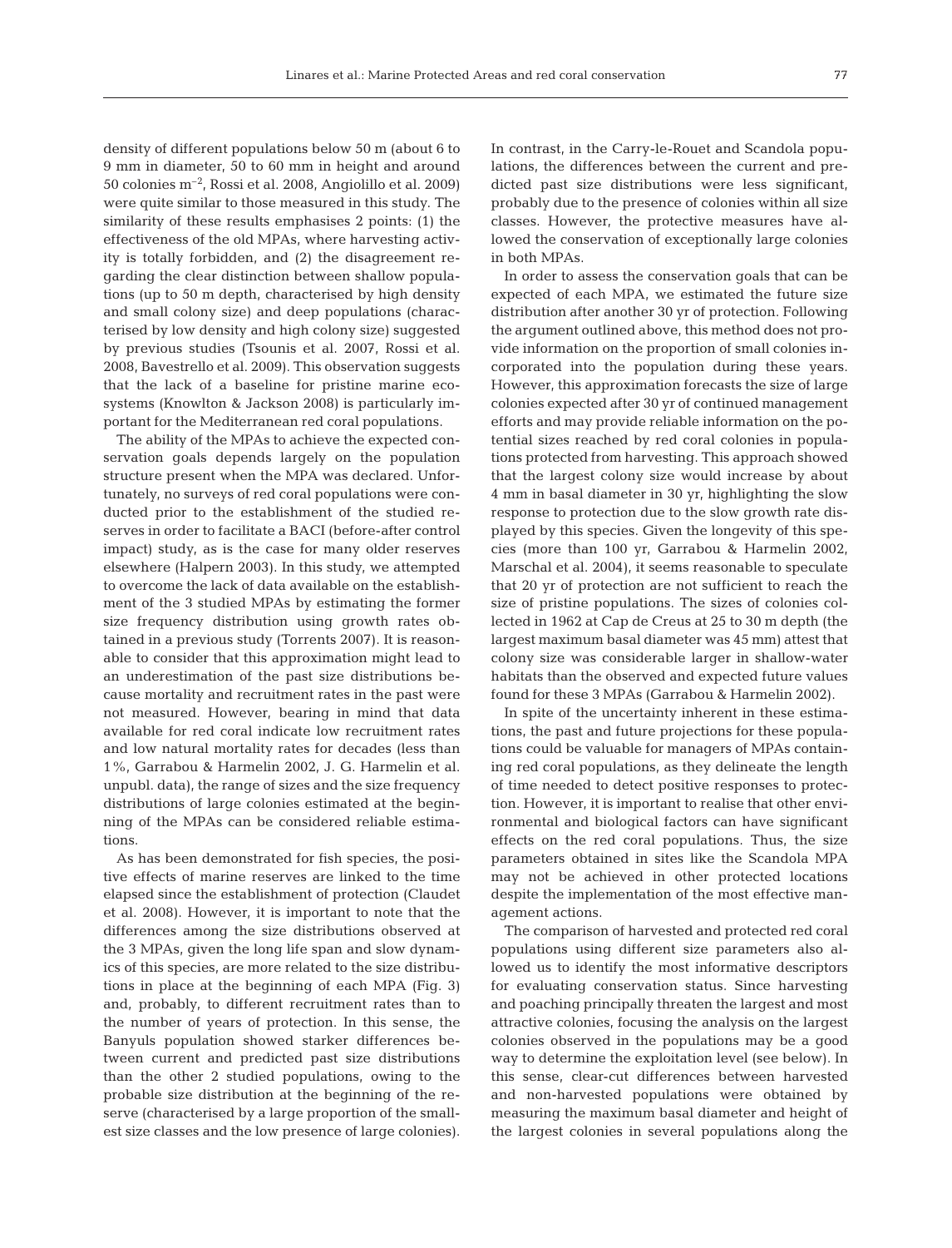density of different populations below 50 m (about 6 to 9 mm in diameter, 50 to 60 mm in height and around 50 colonies $m^{-2}$, Rossi et al. 2008, Angiolillo et al. 2009) were quite similar to those measured in this study. The similarity of these results emphasises 2 points: (1) the effectiveness of the old MPAs, where harvesting activity is totally forbidden, and (2) the disagreement regarding the clear distinction between shallow populations (up to 50 m depth, characterised by high density and small colony size) and deep populations (characterised by low density and high colony size) suggested by previous studies (Tsounis et al. 2007, Rossi et al. 2008, Bavestrello et al. 2009). This observation suggests that the lack of a baseline for pristine marine ecosystems (Knowlton & Jackson 2008) is particularly important for the Mediterranean red coral populations.

The ability of the MPAs to achieve the expected conservation goals depends largely on the population structure present when the MPA was declared. Unfortunately, no surveys of red coral populations were conducted prior to the establishment of the studied reserves in order to facilitate a BACI (before-after control impact) study, as is the case for many older reserves elsewhere (Halpern 2003). In this study, we attempted to overcome the lack of data available on the establishment of the 3 studied MPAs by estimating the former size frequency distribution using growth rates obtained in a previous study (Torrents 2007). It is reasonable to consider that this approximation might lead to an underestimation of the past size distributions because mortality and recruitment rates in the past were not measured. However, bearing in mind that data available for red coral indicate low recruitment rates and low natural mortality rates for decades (less than 1%, Garrabou & Harmelin 2002, J. G. Harmelin et al. unpubl. data), the range of sizes and the size frequency distributions of large colonies estimated at the beginning of the MPAs can be considered reliable estimations.

As has been demonstrated for fish species, the positive effects of marine reserves are linked to the time elapsed since the establishment of protection (Claudet et al. 2008). However, it is important to note that the differences among the size distributions observed at the 3 MPAs, given the long life span and slow dynamics of this species, are more related to the size distributions in place at the beginning of each MPA (Fig. 3) and, probably, to different recruitment rates than to the number of years of protection. In this sense, the Banyuls population showed starker differences between current and predicted past size distributions than the other 2 studied populations, owing to the probable size distribution at the beginning of the reserve (characterised by a large proportion of the smallest size classes and the low presence of large colonies). In contrast, in the Carry-le-Rouet and Scandola populations, the differences between the current and predicted past size distributions were less significant, probably due to the presence of colonies within all size classes. However, the protective measures have allowed the conservation of exceptionally large colonies in both MPAs.

In order to assess the conservation goals that can be expected of each MPA, we estimated the future size distribution after another 30 yr of protection. Following the argument outlined above, this method does not provide information on the proportion of small colonies incorporated into the population during these years. However, this approximation forecasts the size of large colonies expected after 30 yr of continued management efforts and may provide reliable information on the potential sizes reached by red coral colonies in populations protected from harvesting. This approach showed that the largest colony size would increase by about 4 mm in basal diameter in 30 yr, highlighting the slow response to protection due to the slow growth rate displayed by this species. Given the longevity of this species (more than 100 yr, Garrabou & Harmelin 2002, Marschal et al. 2004), it seems reasonable to speculate that 20 yr of protection are not sufficient to reach the size of pristine populations. The sizes of colonies collected in 1962 at Cap de Creus at 25 to 30 m depth (the largest maximum basal diameter was 45 mm) attest that colony size was considerable larger in shallow-water habitats than the observed and expected future values found for these 3 MPAs (Garrabou & Harmelin 2002).

In spite of the uncertainty inherent in these estimations, the past and future projections for these populations could be valuable for managers of MPAs containing red coral populations, as they delineate the length of time needed to detect positive responses to protection. However, it is important to realise that other environmental and biological factors can have significant effects on the red coral populations. Thus, the size parameters obtained in sites like the Scandola MPA may not be achieved in other protected locations despite the implementation of the most effective management actions.

The comparison of harvested and protected red coral populations using different size parameters also allowed us to identify the most informative descriptors for evaluating conservation status. Since harvesting and poaching principally threaten the largest and most attractive colonies, focusing the analysis on the largest colonies observed in the populations may be a good way to determine the exploitation level (see below). In this sense, clear-cut differences between harvested and non-harvested populations were obtained by measuring the maximum basal diameter and height of the largest colonies in several populations along the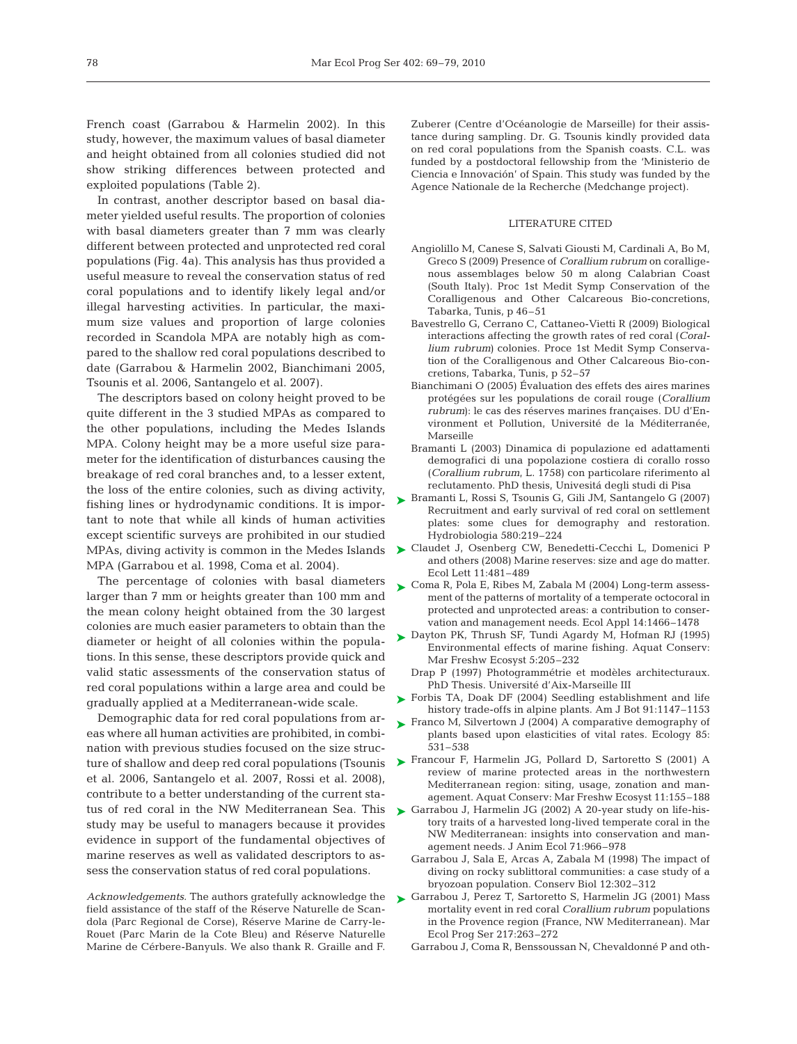French coast (Garrabou & Harmelin 2002). In this study, however, the maximum values of basal diameter and height obtained from all colonies studied did not show striking differences between protected and exploited populations (Table 2).

In contrast, another descriptor based on basal diameter yielded useful results. The proportion of colonies with basal diameters greater than 7 mm was clearly different between protected and unprotected red coral populations (Fig. 4a). This analysis has thus provided a useful measure to reveal the conservation status of red coral populations and to identify likely legal and/or illegal harvesting activities. In particular, the maximum size values and proportion of large colonies recorded in Scandola MPA are notably high as compared to the shallow red coral populations described to date (Garrabou & Harmelin 2002, Bianchimani 2005, Tsounis et al. 2006, Santangelo et al. 2007).

The descriptors based on colony height proved to be quite different in the 3 studied MPAs as compared to the other populations, including the Medes Islands MPA. Colony height may be a more useful size parameter for the identification of disturbances causing the breakage of red coral branches and, to a lesser extent, the loss of the entire colonies, such as diving activity, fishing lines or hydrodynamic conditions. It is important to note that while all kinds of human activities except scientific surveys are prohibited in our studied MPAs, diving activity is common in the Medes Islands MPA (Garrabou et al. 1998, Coma et al. 2004).

The percentage of colonies with basal diameters larger than 7 mm or heights greater than 100 mm and the mean colony height obtained from the 30 largest colonies are much easier parameters to obtain than the diameter or height of all colonies within the populations. In this sense, these descriptors provide quick and valid static assessments of the conservation status of red coral populations within a large area and could be gradually applied at a Mediterranean-wide scale.

Demographic data for red coral populations from areas where all human activities are prohibited, in combination with previous studies focused on the size structure of shallow and deep red coral populations (Tsounis et al. 2006, Santangelo et al. 2007, Rossi et al. 2008), contribute to a better understanding of the current status of red coral in the NW Mediterranean Sea. This study may be useful to managers because it provides evidence in support of the fundamental objectives of marine reserves as well as validated descriptors to assess the conservation status of red coral populations.

*Acknowledgements.* The authors gratefully acknowledge the field assistance of the staff of the Réserve Naturelle de Scandola (Parc Regional de Corse), Réserve Marine de Carry-le-Rouet (Parc Marin de la Cote Bleu) and Réserve Naturelle Marine de Cérbere-Banyuls. We also thank R. Graille and F. Zuberer (Centre d'Océanologie de Marseille) for their assistance during sampling. Dr. G. Tsounis kindly provided data on red coral populations from the Spanish coasts. C.L. was funded by a postdoctoral fellowship from the 'Ministerio de Ciencia e Innovación' of Spain. This study was funded by the Agence Nationale de la Recherche (Medchange project).

## LITERATURE CITED

Angiolillo M, Canese S, Salvati Giousti M, Cardinali A, Bo M, Greco S (2009) Presence of *Corallium rubrum* on coralligenous assemblages below 50 m along Calabrian Coast (South Italy). Proc 1st Medit Symp Conservation of the Coralligenous and Other Calcareous Bio-concretions, Tabarka, Tunis, p 46–51

Bavestrello G, Cerrano C, Cattaneo-Vietti R (2009) Biological interactions affecting the growth rates of red coral (*Corallium rubrum*) colonies. Proce 1st Medit Symp Conservation of the Coralligenous and Other Calcareous Bio-concretions, Tabarka, Tunis, p 52–57

Bianchimani O (2005) Évaluation des effets des aires marines protégées sur les populations de corail rouge (*Corallium rubrum*): le cas des réserves marines françaises. DU d'Environment et Pollution, Université de la Méditerranée, Marseille

Bramanti L (2003) Dinamica di popolazione ed adattamenti demografici di una popolazione costiera di corallo rosso (*Corallium rubrum*, L. 1758) con particolare riferimento al reclutamento. PhD thesis, Univesitá degli studi di Pisa

Bramanti L, Rossi S, Tsounis G, Gili JM, Santangelo G (2007) Recruitment and early survival of red coral on settlement plates: some clues for demography and restoration. Hydrobiologia 580:219–224

Claudet J, Osenberg CW, Benedetti-Cecchi L, Domenici P and others (2008) Marine reserves: size and age do matter. Ecol Lett 11:481–489

Coma R, Pola E, Ribes M, Zabala M (2004) Long-term assessment of the patterns of mortality of a temperate octocoral in protected and unprotected areas: a contribution to conservation and management needs. Ecol Appl 14:1466–1478

Dayton PK, Thrush SF, Tundi Agardy M, Hofman RJ (1995) Environmental effects of marine fishing. Aquat Conserv: Mar Freshw Ecosyst 5:205–232

Drap P (1997) Photogrammétrie et modèles architecturaux. PhD Thesis. Université d'Aix-Marseille III

Forbis TA, Doak DF (2004) Seedling establishment and life history trade-offs in alpine plants. Am J Bot 91:1147–1153

Franco M, Silvertown J (2004) A comparative demography of plants based upon elasticities of vital rates. Ecology 85: 531–538

Francour F, Harmelin JG, Pollard D, Sartoretto S (2001) A review of marine protected areas in the northwestern Mediterranean region: siting, usage, zonation and management. Aquat Conserv: Mar Freshw Ecosyst 11:155–188

Garrabou J, Harmelin JG (2002) A 20-year study on life-history traits of a harvested long-lived temperate coral in the NW Mediterranean: insights into conservation and management needs. J Anim Ecol 71:966–978

Garrabou J, Sala E, Arcas A, Zabala M (1998) The impact of diving on rocky sublittoral communities: a case study of a bryozoan population. Conserv Biol 12:302–312

Garrabou J, Perez T, Sartoretto S, Harmelin JG (2001) Mass mortality event in red coral *Corallium rubrum* populations in the Provence region (France, NW Mediterranean). Mar Ecol Prog Ser 217:263–272

Garrabou J, Coma R, Benssoussan N, Chevaldonné P and oth-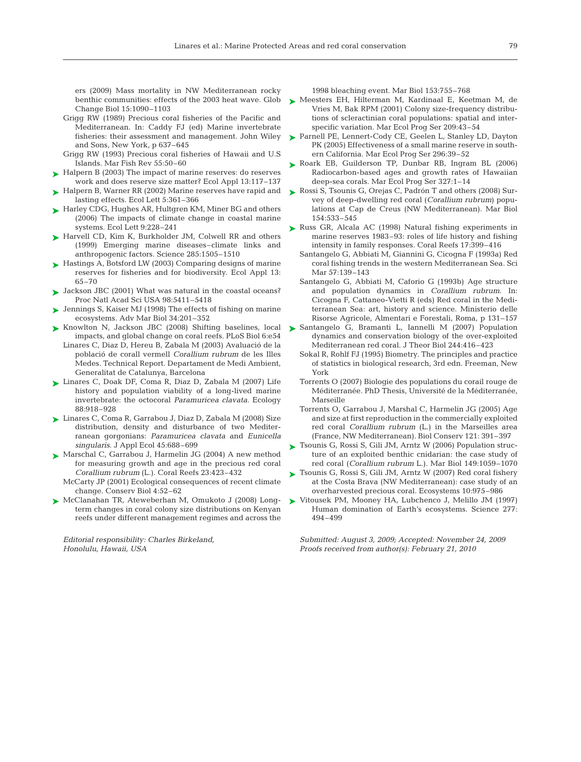ers (2009) Mass mortality in NW Mediterranean rocky benthic communities: effects of the 2003 heat wave. Glob Change Biol 15:1090–1103

Grigg RW (1989) Precious coral fisheries of the Pacific and Mediterranean. In: Caddy FJ (ed) Marine invertebrate fisheries: their assessment and management. John Wiley and Sons, New York, p 637–645

Grigg RW (1993) Precious coral fisheries of Hawaii and U.S Islands. Mar Fish Rev 55:50–60

Halpern B (2003) The impact of marine reserves: do reserves work and does reserve size matter? Ecol Appl 13:117–137

Halpern B, Warner RR (2002) Marine reserves have rapid and lasting effects. Ecol Lett 5:361–366

Harley CDG, Hughes AR, Hultgren KM, Miner BG and others (2006) The impacts of climate change in coastal marine systems. Ecol Lett 9:228–241

Harvell CD, Kim K, Burkholder JM, Colwell RR and others (1999) Emerging marine diseases–climate links and anthropogenic factors. Science 285:1505–1510

Hastings A, Botsford LW (2003) Comparing designs of marine reserves for fisheries and for biodiversity. Ecol Appl 13: 65–70

Jackson JBC (2001) What was natural in the coastal oceans? Proc Natl Acad Sci USA 98:5411–5418

Jennings S, Kaiser MJ (1998) The effects of fishing on marine ecosystems. Adv Mar Biol 34:201–352

Knowlton N, Jackson JBC (2008) Shifting baselines, local impacts, and global change on coral reefs. PLoS Biol 6:e54

Linares C, Diaz D, Hereu B, Zabala M (2003) Avaluació de la població de corall vermell *Corallium rubrum* de les Illes Medes. Technical Report. Departament de Medi Ambient, Generalitat de Catalunya, Barcelona

Linares C, Doak DF, Coma R, Diaz D, Zabala M (2007) Life history and population viability of a long-lived marine invertebrate: the octocoral *Paramuricea clavata*. Ecology 88:918–928

Linares C, Coma R, Garrabou J, Diaz D, Zabala M (2008) Size distribution, density and disturbance of two Mediterranean gorgonians: *Paramuricea clavata* and *Eunicella singularis*. J Appl Ecol 45:688–699

Marschal C, Garrabou J, Harmelin JG (2004) A new method for measuring growth and age in the precious red coral *Corallium rubrum* (L.). Coral Reefs 23:423–432

McCarty JP (2001) Ecological consequences of recent climate change. Conserv Biol 4:52–62

McClanahan TR, Ateweberhan M, Omukoto J (2008) Long-term changes in coral colony size distributions on Kenyan reefs under different management regimes and across the 1998 bleaching event. Mar Biol 153:755–768

Meesters EH, Hilterman M, Kardinaal E, Keetman M, de Vries M, Bak RPM (2001) Colony size-frequency distributions of scleractinian coral populations: spatial and inter-specific variation. Mar Ecol Prog Ser 209:43–54

Parnell PE, Lennert-Cody CE, Geelen L, Stanley LD, Dayton PK (2005) Effectiveness of a small marine reserve in southern California. Mar Ecol Prog Ser 296:39–52

Roark EB, Guilderson TP, Dunbar RB, Ingram BL (2006) Radiocarbon-based ages and growth rates of Hawaiian deep-sea corals. Mar Ecol Prog Ser 327:1–14

Rossi S, Tsounis G, Orejas C, Padrón T and others (2008) Survey of deep-dwelling red coral (*Corallium rubrum*) populations at Cap de Creus (NW Mediterranean). Mar Biol 154:533–545

Russ GR, Alcala AC (1998) Natural fishing experiments in marine reserves 1983–93: roles of life history and fishing intensity in family responses. Coral Reefs 17:399–416

Santangelo G, Abbiati M, Giannini G, Cicogna F (1993a) Red coral fishing trends in the western Mediterranean Sea. Sci Mar 57:139–143

Santangelo G, Abbiati M, Caforio G (1993b) Age structure and population dynamics in *Corallium rubrum*. In: Cicogna F, Cattaneo-Vietti R (eds) Red coral in the Mediterranean Sea: art, history and science. Ministerio delle Risorse Agricole, Almentari e Forestali, Roma, p 131–157

Santangelo G, Bramanti L, Iannelli M (2007) Population dynamics and conservation biology of the over-exploited Mediterranean red coral. J Theor Biol 244:416–423

Sokal R, Rohlf FJ (1995) Biometry. The principles and practice of statistics in biological research, 3rd edn. Freeman, New York

Torrents O (2007) Biologie des populations du corail rouge de Méditerranée. PhD Thesis, Université de la Méditerranée, Marseille

Torrents O, Garrabou J, Marshal C, Harmelin JG (2005) Age and size at first reproduction in the commercially exploited red coral *Corallium rubrum* (L.) in the Marseilles area (France, NW Mediterranean). Biol Conserv 121: 391–397

Tsounis G, Rossi S, Gili JM, Arntz W (2006) Population structure of an exploited benthic cnidarian: the case study of red coral (*Corallium rubrum* L.). Mar Biol 149:1059–1070

Tsounis G, Rossi S, Gili JM, Arntz W (2007) Red coral fishery at the Costa Brava (NW Mediterranean): case study of an overharvested precious coral. Ecosystems 10:975–986

Vitousek PM, Mooney HA, Lubchenco J, Melillo JM (1997) Human domination of Earth's ecosystems. Science 277: 494–499

*Editorial responsibility: Charles Birkeland, Honolulu, Hawaii, USA*

*Submitted: August 3, 2009; Accepted: November 24, 2009*
*Proofs received from author(s): February 21, 2010*